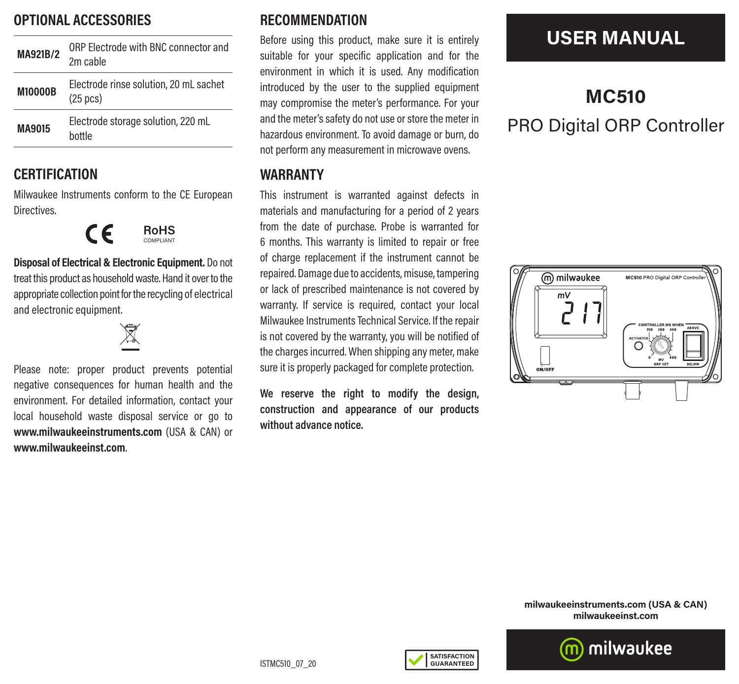## OPTIONAL ACCESSORIES

| | |
|---|---|
| **MA921B/2** | ORP Electrode with BNC connector and 2m cable |
| **M10000B** | Electrode rinse solution, 20 mL sachet (25 pcs) |
| **MA9015** | Electrode storage solution, 220 mL bottle |

## CERTIFICATION

Milwaukee Instruments conform to the CE European Directives.

CE RoHS COMPLIANT

**Disposal of Electrical & Electronic Equipment.** Do not treat this product as household waste. Hand it over to the appropriate collection point for the recycling of electrical and electronic equipment.

Please note: proper product prevents potential negative consequences for human health and the environment. For detailed information, contact your local household waste disposal service or go to **www.milwaukeeinstruments.com** (USA & CAN) or **www.milwaukeeinst.com**.

## RECOMMENDATION

Before using this product, make sure it is entirely suitable for your specific application and for the environment in which it is used. Any modification introduced by the user to the supplied equipment may compromise the meter's performance. For your and the meter's safety do not use or store the meter in hazardous environment. To avoid damage or burn, do not perform any measurement in microwave ovens.

## WARRANTY

This instrument is warranted against defects in materials and manufacturing for a period of 2 years from the date of purchase. Probe is warranted for 6 months. This warranty is limited to repair or free of charge replacement if the instrument cannot be repaired. Damage due to accidents, misuse, tampering or lack of prescribed maintenance is not covered by warranty. If service is required, contact your local Milwaukee Instruments Technical Service. If the repair is not covered by the warranty, you will be notified of the charges incurred. When shipping any meter, make sure it is properly packaged for complete protection.

**We reserve the right to modify the design, construction and appearance of our products without advance notice.**

ISTMC510_07_20

SATISFACTION GUARANTEED

# USER MANUAL

# MC510

## PRO Digital ORP Controller

milwaukeeinstruments.com (USA & CAN)
milwaukeeinst.com

milwaukee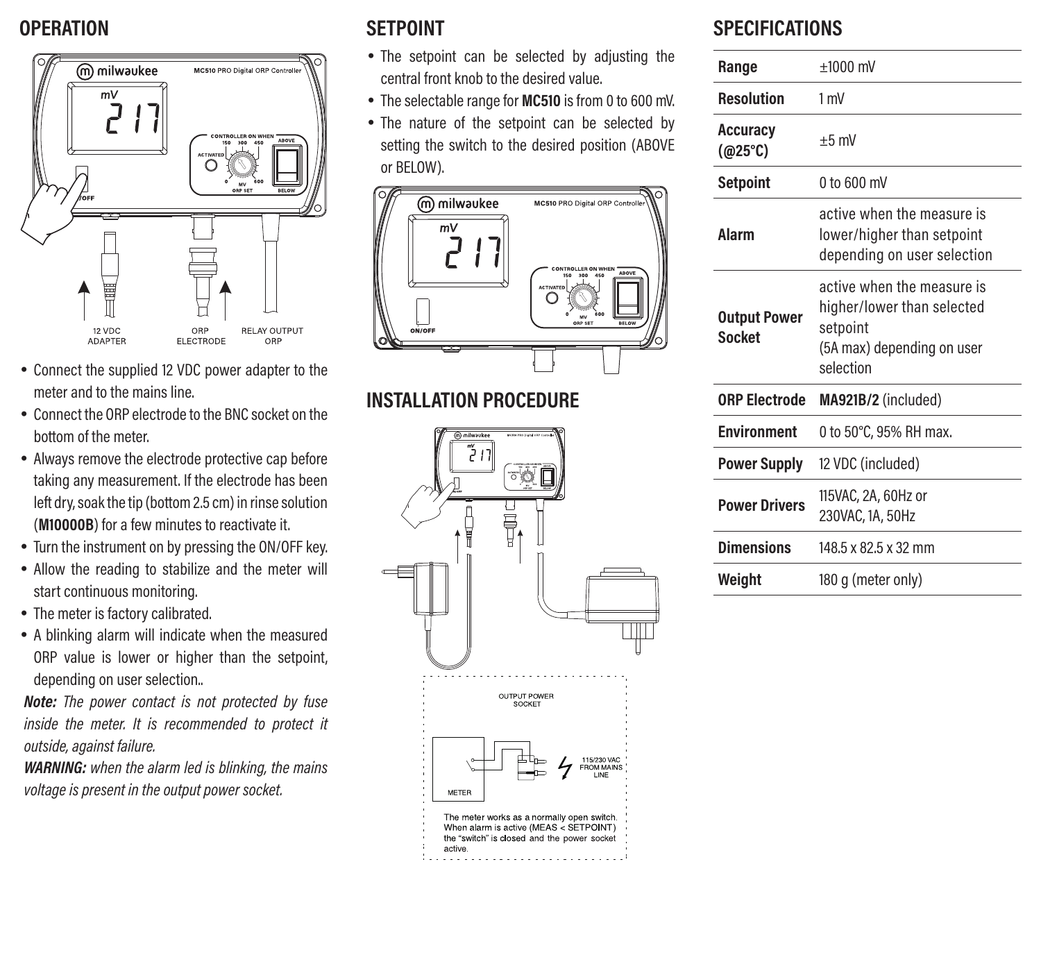## OPERATION

MC510 PRO Digital ORP Controller

12 VDC ADAPTER

ORP ELECTRODE

RELAY OUTPUT ORP

- Connect the supplied 12 VDC power adapter to the meter and to the mains line.
- Connect the ORP electrode to the BNC socket on the bottom of the meter.
- Always remove the electrode protective cap before taking any measurement. If the electrode has been left dry, soak the tip (bottom 2.5 cm) in rinse solution (**M10000B**) for a few minutes to reactivate it.
- Turn the instrument on by pressing the ON/OFF key.
- Allow the reading to stabilize and the meter will start continuous monitoring.
- The meter is factory calibrated.
- A blinking alarm will indicate when the measured ORP value is lower or higher than the setpoint, depending on user selection..

***Note:*** *The power contact is not protected by fuse inside the meter. It is recommended to protect it outside, against failure.*

***WARNING:*** *when the alarm led is blinking, the mains voltage is present in the output power socket.*

## SETPOINT

- The setpoint can be selected by adjusting the central front knob to the desired value.
- The selectable range for **MC510** is from 0 to 600 mV.
- The nature of the setpoint can be selected by setting the switch to the desired position (ABOVE or BELOW).

## INSTALLATION PROCEDURE

OUTPUT POWER SOCKET

METER

115/230 VAC FROM MAINS LINE

The meter works as a normally open switch. When alarm is active (MEAS < SETPOINT) the "switch" is closed and the power socket active.

## SPECIFICATIONS

| | |
|---|---|
| **Range** | ±1000 mV |
| **Resolution** | 1 mV |
| **Accuracy (@25°C)** | ±5 mV |
| **Setpoint** | 0 to 600 mV |
| **Alarm** | active when the measure is lower/higher than setpoint depending on user selection |
| **Output Power Socket** | active when the measure is higher/lower than selected setpoint (5A max) depending on user selection |
| **ORP Electrode** | **MA921B/2** (included) |
| **Environment** | 0 to 50°C, 95% RH max. |
| **Power Supply** | 12 VDC (included) |
| **Power Drivers** | 115VAC, 2A, 60Hz or 230VAC, 1A, 50Hz |
| **Dimensions** | 148.5 x 82.5 x 32 mm |
| **Weight** | 180 g (meter only) |